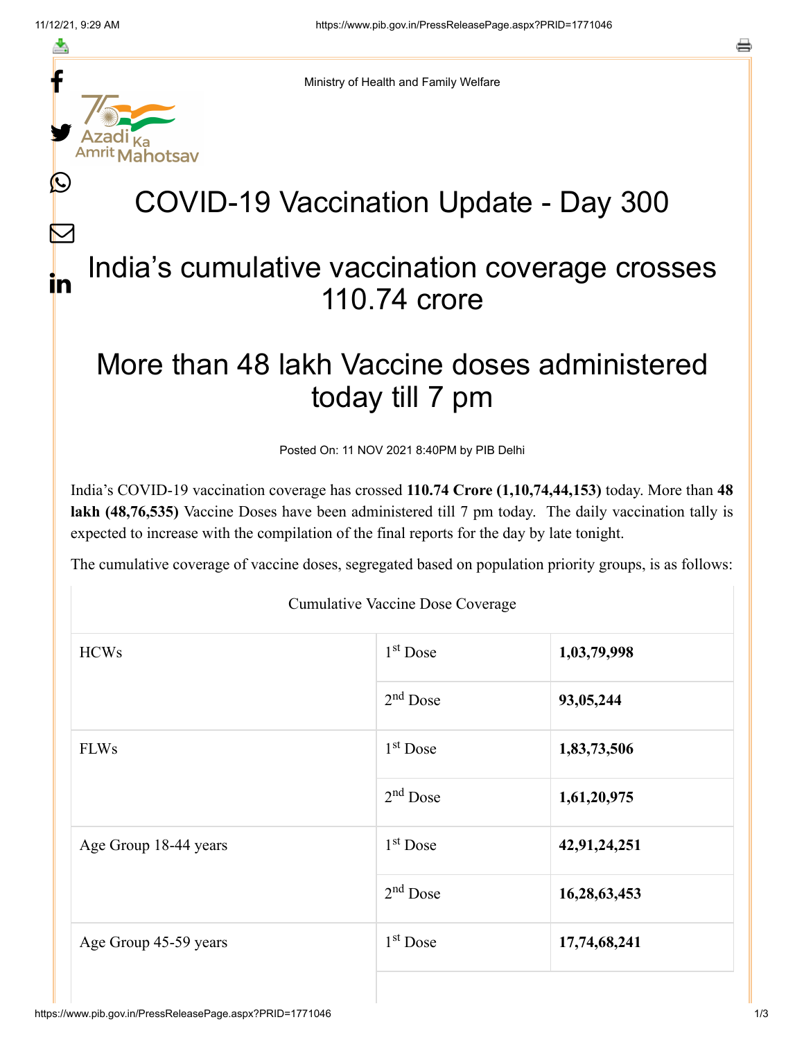Ministry of Health and Family Welfare

# COVID-19 Vaccination Update - Day 300

## India's cumulative vaccination coverage crosses 110.74 crore

## More than 48 lakh Vaccine doses administered today till 7 pm

Posted On: 11 NOV 2021 8:40PM by PIB Delhi

India's COVID-19 vaccination coverage has crossed **110.74 Crore (1,10,74,44,153)** today. More than **48 lakh (48,76,535)** Vaccine Doses have been administered till 7 pm today. The daily vaccination tally is expected to increase with the compilation of the final reports for the day by late tonight.

The cumulative coverage of vaccine doses, segregated based on population priority groups, is as follows:

| Cumulative Vaccine Dose Coverage | | |
|---|---|---|
| HCWs | 1st Dose | **1,03,79,998** |
| | 2nd Dose | **93,05,244** |
| FLWs | 1st Dose | **1,83,73,506** |
| | 2nd Dose | **1,61,20,975** |
| Age Group 18-44 years | 1st Dose | **42,91,24,251** |
| | 2nd Dose | **16,28,63,453** |
| Age Group 45-59 years | 1st Dose | **17,74,68,241** |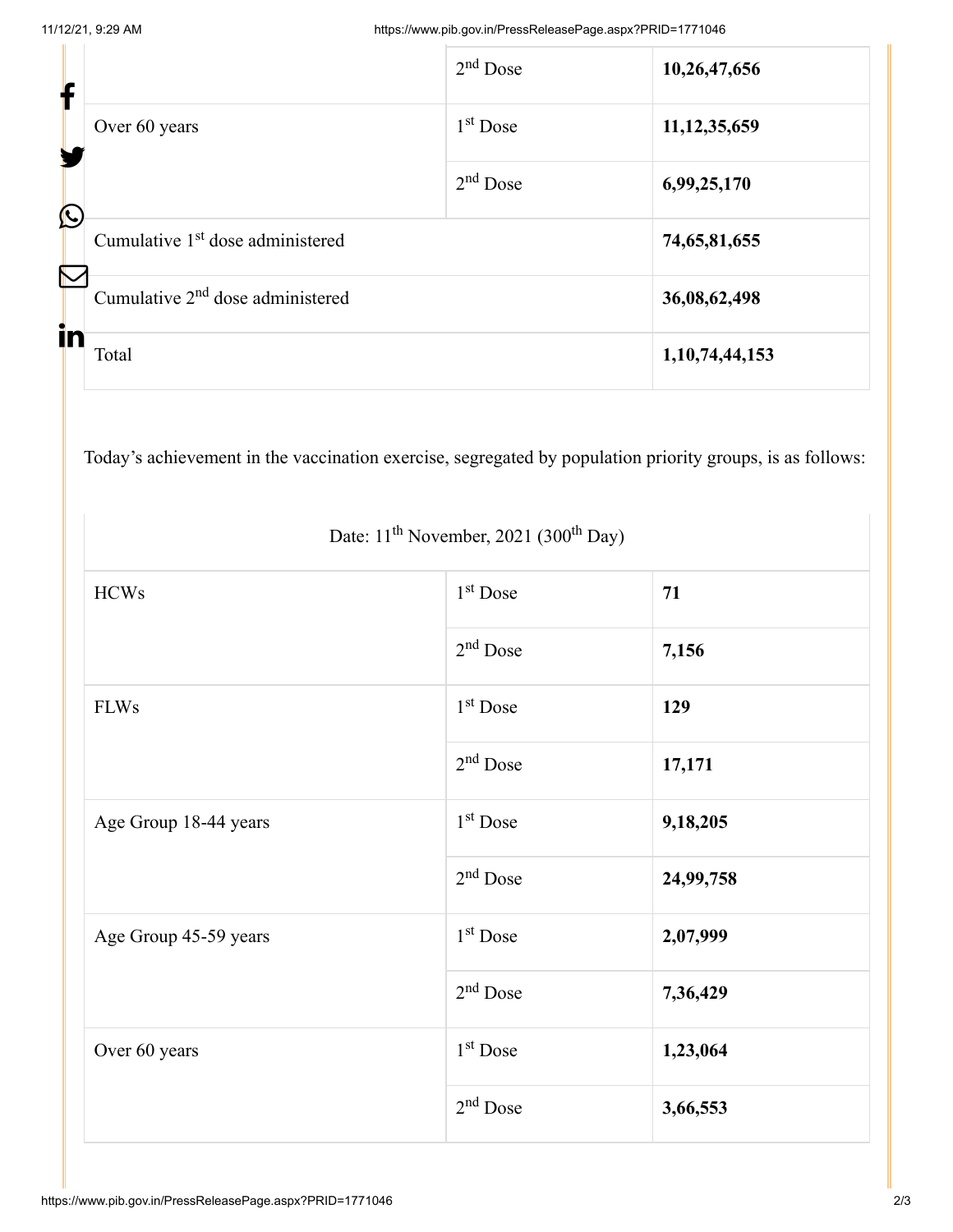| | | |
|---|---|---|
| | 2nd Dose | **10,26,47,656** |
| Over 60 years | 1st Dose | **11,12,35,659** |
| | 2nd Dose | **6,99,25,170** |
| Cumulative 1st dose administered | | **74,65,81,655** |
| Cumulative 2nd dose administered | | **36,08,62,498** |
| Total | | **1,10,74,44,153** |

Today's achievement in the vaccination exercise, segregated by population priority groups, is as follows:

| Date: 11th November, 2021 (300th Day) | | |
|---|---|---|
| HCWs | 1st Dose | **71** |
| | 2nd Dose | **7,156** |
| FLWs | 1st Dose | **129** |
| | 2nd Dose | **17,171** |
| Age Group 18-44 years | 1st Dose | **9,18,205** |
| | 2nd Dose | **24,99,758** |
| Age Group 45-59 years | 1st Dose | **2,07,999** |
| | 2nd Dose | **7,36,429** |
| Over 60 years | 1st Dose | **1,23,064** |
| | 2nd Dose | **3,66,553** |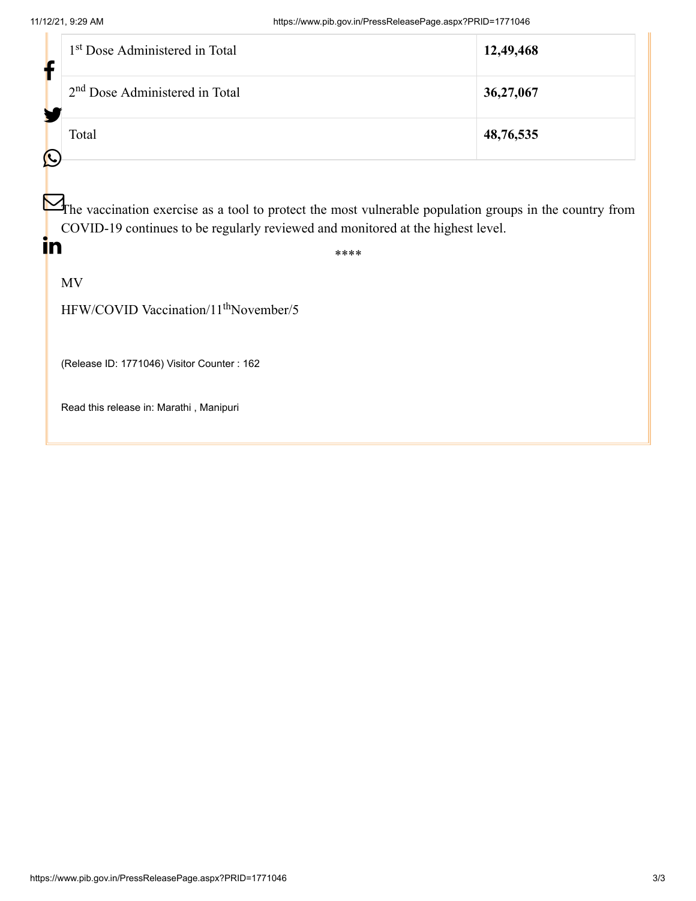| | |
|---|---|
| 1st Dose Administered in Total | **12,49,468** |
| 2nd Dose Administered in Total | **36,27,067** |
| Total | **48,76,535** |

The vaccination exercise as a tool to protect the most vulnerable population groups in the country from COVID-19 continues to be regularly reviewed and monitored at the highest level.

****

MV

HFW/COVID Vaccination/11thNovember/5

(Release ID: 1771046) Visitor Counter : 162

Read this release in: Marathi , Manipuri